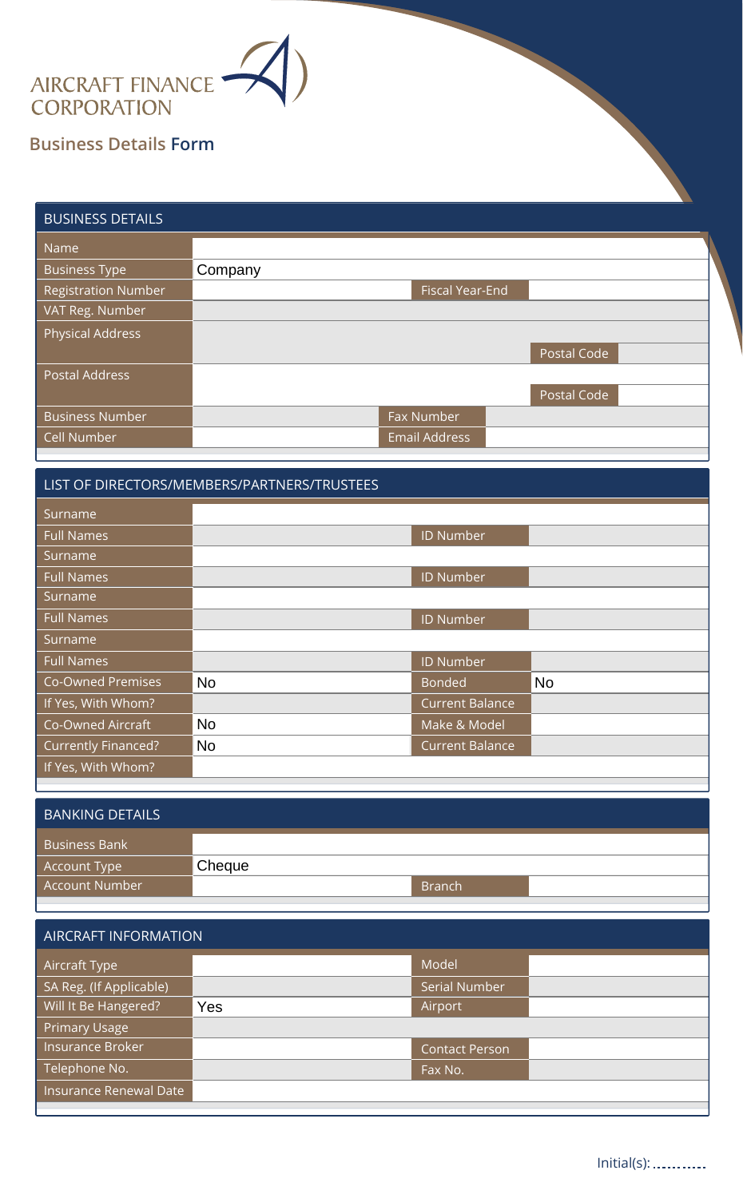AIRCRAFT FINANCE CORPORATION

## Business Details Form

### BUSINESS DETAILS

| | | | |
|---|---|---|---|
| Name | | | |
| Business Type | Company | | |
| Registration Number | | Fiscal Year-End | |
| VAT Reg. Number | | | |
| Physical Address | | Postal Code | |
| Postal Address | | Postal Code | |
| Business Number | | Fax Number | |
| Cell Number | | Email Address | |

### LIST OF DIRECTORS/MEMBERS/PARTNERS/TRUSTEES

| | | | |
|---|---|---|---|
| Surname | | | |
| Full Names | | ID Number | |
| Surname | | | |
| Full Names | | ID Number | |
| Surname | | | |
| Full Names | | ID Number | |
| Surname | | | |
| Full Names | | ID Number | |
| Co-Owned Premises | No | Bonded | No |
| If Yes, With Whom? | | Current Balance | |
| Co-Owned Aircraft | No | Make & Model | |
| Currently Financed? | No | Current Balance | |
| If Yes, With Whom? | | | |

### BANKING DETAILS

| | | | |
|---|---|---|---|
| Business Bank | | | |
| Account Type | Cheque | | |
| Account Number | | Branch | |

### AIRCRAFT INFORMATION

| | | | |
|---|---|---|---|
| Aircraft Type | | Model | |
| SA Reg. (If Applicable) | | Serial Number | |
| Will It Be Hangered? | Yes | Airport | |
| Primary Usage | | | |
| Insurance Broker | | Contact Person | |
| Telephone No. | | Fax No. | |
| Insurance Renewal Date | | | |

Initial(s): ..........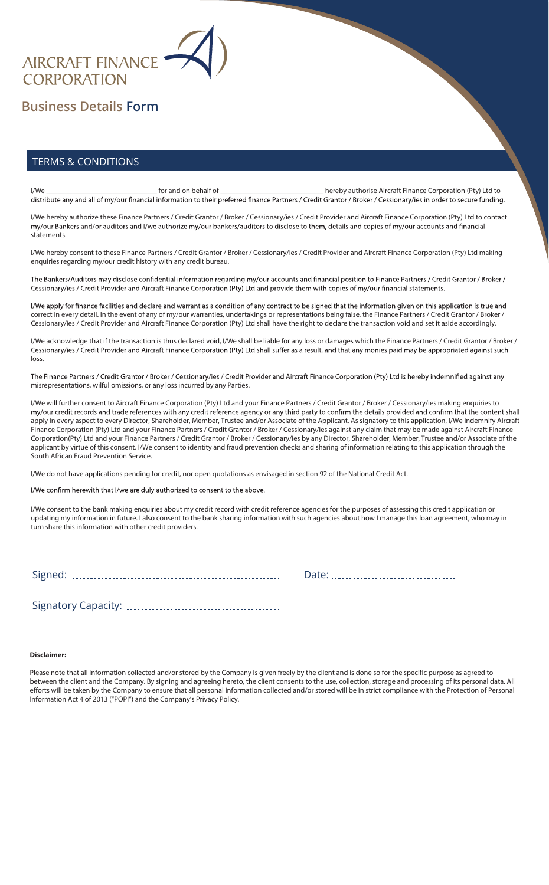AIRCRAFT FINANCE CORPORATION

# Business Details Form

## TERMS & CONDITIONS

I/We ______________________________ for and on behalf of ____________________________ hereby authorise Aircraft Finance Corporation (Pty) Ltd to distribute any and all of my/our financial information to their preferred finance Partners / Credit Grantor / Broker / Cessionary/ies in order to secure funding.

I/We hereby authorize these Finance Partners / Credit Grantor / Broker / Cessionary/ies / Credit Provider and Aircraft Finance Corporation (Pty) Ltd to contact my/our Bankers and/or auditors and I/we authorize my/our bankers/auditors to disclose to them, details and copies of my/our accounts and financial statements.

I/We hereby consent to these Finance Partners / Credit Grantor / Broker / Cessionary/ies / Credit Provider and Aircraft Finance Corporation (Pty) Ltd making enquiries regarding my/our credit history with any credit bureau.

The Bankers/Auditors may disclose confidential information regarding my/our accounts and financial position to Finance Partners / Credit Grantor / Broker / Cessionary/ies / Credit Provider and Aircraft Finance Corporation (Pty) Ltd and provide them with copies of my/our financial statements.

I/We apply for finance facilities and declare and warrant as a condition of any contract to be signed that the information given on this application is true and correct in every detail. In the event of any of my/our warranties, undertakings or representations being false, the Finance Partners / Credit Grantor / Broker / Cessionary/ies / Credit Provider and Aircraft Finance Corporation (Pty) Ltd shall have the right to declare the transaction void and set it aside accordingly.

I/We acknowledge that if the transaction is thus declared void, I/We shall be liable for any loss or damages which the Finance Partners / Credit Grantor / Broker / Cessionary/ies / Credit Provider and Aircraft Finance Corporation (Pty) Ltd shall suffer as a result, and that any monies paid may be appropriated against such loss.

The Finance Partners / Credit Grantor / Broker / Cessionary/ies / Credit Provider and Aircraft Finance Corporation (Pty) Ltd is hereby indemnified against any misrepresentations, wilful omissions, or any loss incurred by any Parties.

I/We will further consent to Aircraft Finance Corporation (Pty) Ltd and your Finance Partners / Credit Grantor / Broker / Cessionary/ies making enquiries to my/our credit records and trade references with any credit reference agency or any third party to confirm the details provided and confirm that the content shall apply in every aspect to every Director, Shareholder, Member, Trustee and/or Associate of the Applicant. As signatory to this application, I/We indemnify Aircraft Finance Corporation (Pty) Ltd and your Finance Partners / Credit Grantor / Broker / Cessionary/ies against any claim that may be made against Aircraft Finance Corporation(Pty) Ltd and your Finance Partners / Credit Grantor / Broker / Cessionary/ies by any Director, Shareholder, Member, Trustee and/or Associate of the applicant by virtue of this consent. I/We consent to identity and fraud prevention checks and sharing of information relating to this application through the South African Fraud Prevention Service.

I/We do not have applications pending for credit, nor open quotations as envisaged in section 92 of the National Credit Act.

I/We confirm herewith that I/we are duly authorized to consent to the above.

I/We consent to the bank making enquiries about my credit record with credit reference agencies for the purposes of assessing this credit application or updating my information in future. I also consent to the bank sharing information with such agencies about how I manage this loan agreement, who may in turn share this information with other credit providers.

Signed: ................................................................ Date: ......................................

Signatory Capacity: ................................................

**Disclaimer:**

Please note that all information collected and/or stored by the Company is given freely by the client and is done so for the specific purpose as agreed to between the client and the Company. By signing and agreeing hereto, the client consents to the use, collection, storage and processing of its personal data. All efforts will be taken by the Company to ensure that all personal information collected and/or stored will be in strict compliance with the Protection of Personal Information Act 4 of 2013 ("POPI") and the Company's Privacy Policy.